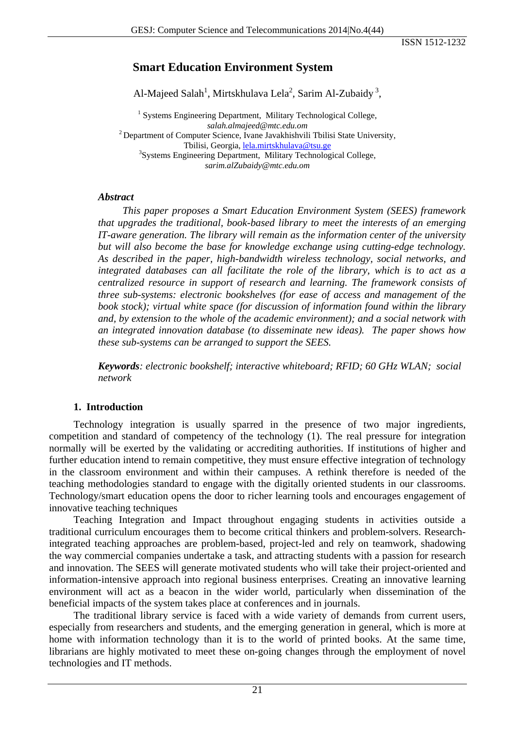ISSN 1512-1232

# Smart Education Environment System

Al-Majeed Salah[1], Mirtskhulava Lela[2], Sarim Al-Zubaidy [3],

[1] Systems Engineering Department, Military Technological College,
*salah.almajeed@mtc.edu.om*
[2] Department of Computer Science, Ivane Javakhishvili Tbilisi State University,
Tbilisi, Georgia, lela.mirtskhulava@tsu.ge
[3]Systems Engineering Department, Military Technological College,
*sarim.alZubaidy@mtc.edu.om*

***Abstract***

*This paper proposes a Smart Education Environment System (SEES) framework that upgrades the traditional, book-based library to meet the interests of an emerging IT-aware generation. The library will remain as the information center of the university but will also become the base for knowledge exchange using cutting-edge technology. As described in the paper, high-bandwidth wireless technology, social networks, and integrated databases can all facilitate the role of the library, which is to act as a centralized resource in support of research and learning. The framework consists of three sub-systems: electronic bookshelves (for ease of access and management of the book stock); virtual white space (for discussion of information found within the library and, by extension to the whole of the academic environment); and a social network with an integrated innovation database (to disseminate new ideas). The paper shows how these sub-systems can be arranged to support the SEES.*

***Keywords****: electronic bookshelf; interactive whiteboard; RFID; 60 GHz WLAN; social network*

## 1. Introduction

Technology integration is usually sparred in the presence of two major ingredients, competition and standard of competency of the technology (1). The real pressure for integration normally will be exerted by the validating or accrediting authorities. If institutions of higher and further education intend to remain competitive, they must ensure effective integration of technology in the classroom environment and within their campuses. A rethink therefore is needed of the teaching methodologies standard to engage with the digitally oriented students in our classrooms. Technology/smart education opens the door to richer learning tools and encourages engagement of innovative teaching techniques

Teaching Integration and Impact throughout engaging students in activities outside a traditional curriculum encourages them to become critical thinkers and problem-solvers. Research-integrated teaching approaches are problem-based, project-led and rely on teamwork, shadowing the way commercial companies undertake a task, and attracting students with a passion for research and innovation. The SEES will generate motivated students who will take their project-oriented and information-intensive approach into regional business enterprises. Creating an innovative learning environment will act as a beacon in the wider world, particularly when dissemination of the beneficial impacts of the system takes place at conferences and in journals.

The traditional library service is faced with a wide variety of demands from current users, especially from researchers and students, and the emerging generation in general, which is more at home with information technology than it is to the world of printed books. At the same time, librarians are highly motivated to meet these on-going changes through the employment of novel technologies and IT methods.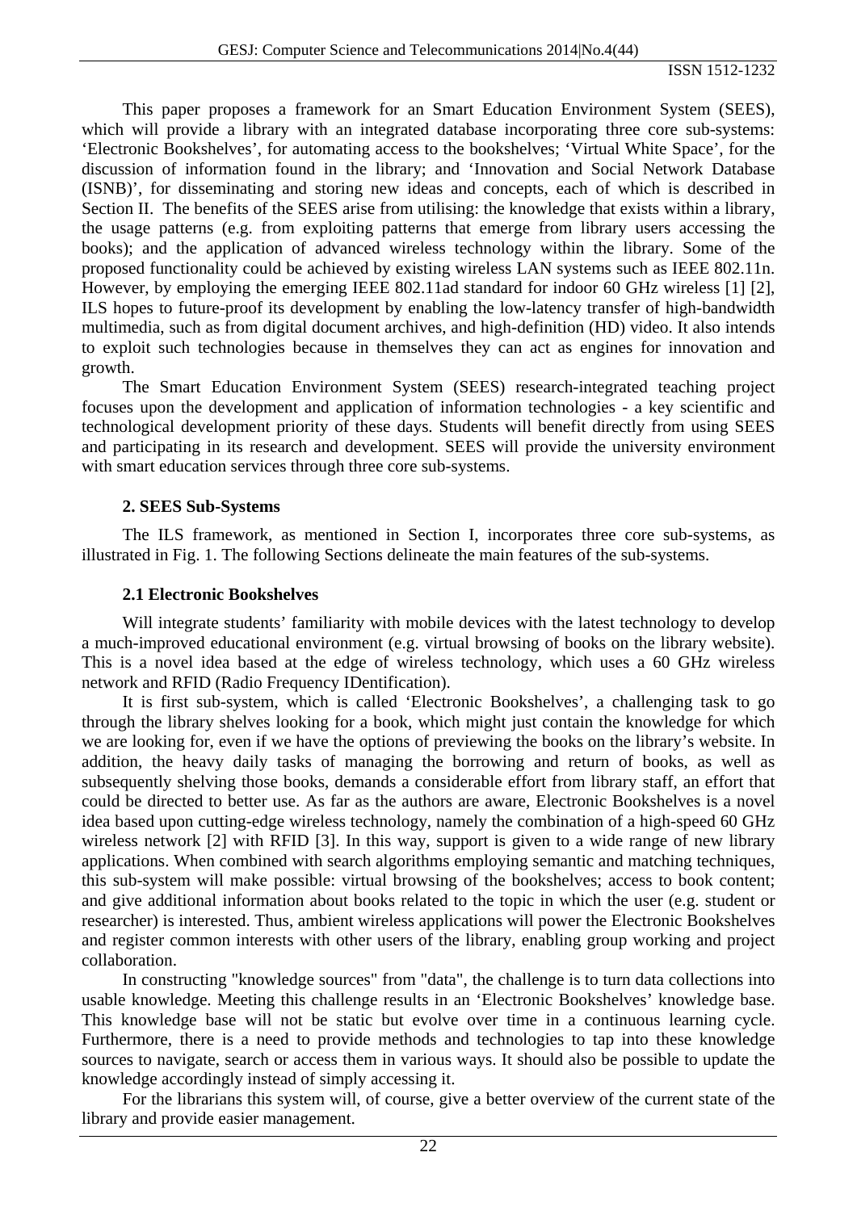This paper proposes a framework for an Smart Education Environment System (SEES), which will provide a library with an integrated database incorporating three core sub-systems: 'Electronic Bookshelves', for automating access to the bookshelves; 'Virtual White Space', for the discussion of information found in the library; and 'Innovation and Social Network Database (ISNB)', for disseminating and storing new ideas and concepts, each of which is described in Section II. The benefits of the SEES arise from utilising: the knowledge that exists within a library, the usage patterns (e.g. from exploiting patterns that emerge from library users accessing the books); and the application of advanced wireless technology within the library. Some of the proposed functionality could be achieved by existing wireless LAN systems such as IEEE 802.11n. However, by employing the emerging IEEE 802.11ad standard for indoor 60 GHz wireless [1] [2], ILS hopes to future-proof its development by enabling the low-latency transfer of high-bandwidth multimedia, such as from digital document archives, and high-definition (HD) video. It also intends to exploit such technologies because in themselves they can act as engines for innovation and growth.

The Smart Education Environment System (SEES) research-integrated teaching project focuses upon the development and application of information technologies - a key scientific and technological development priority of these days. Students will benefit directly from using SEES and participating in its research and development. SEES will provide the university environment with smart education services through three core sub-systems.

## 2. SEES Sub-Systems

The ILS framework, as mentioned in Section I, incorporates three core sub-systems, as illustrated in Fig. 1. The following Sections delineate the main features of the sub-systems.

### 2.1 Electronic Bookshelves

Will integrate students' familiarity with mobile devices with the latest technology to develop a much-improved educational environment (e.g. virtual browsing of books on the library website). This is a novel idea based at the edge of wireless technology, which uses a 60 GHz wireless network and RFID (Radio Frequency IDentification).

It is first sub-system, which is called 'Electronic Bookshelves', a challenging task to go through the library shelves looking for a book, which might just contain the knowledge for which we are looking for, even if we have the options of previewing the books on the library's website. In addition, the heavy daily tasks of managing the borrowing and return of books, as well as subsequently shelving those books, demands a considerable effort from library staff, an effort that could be directed to better use. As far as the authors are aware, Electronic Bookshelves is a novel idea based upon cutting-edge wireless technology, namely the combination of a high-speed 60 GHz wireless network [2] with RFID [3]. In this way, support is given to a wide range of new library applications. When combined with search algorithms employing semantic and matching techniques, this sub-system will make possible: virtual browsing of the bookshelves; access to book content; and give additional information about books related to the topic in which the user (e.g. student or researcher) is interested. Thus, ambient wireless applications will power the Electronic Bookshelves and register common interests with other users of the library, enabling group working and project collaboration.

In constructing "knowledge sources" from "data", the challenge is to turn data collections into usable knowledge. Meeting this challenge results in an 'Electronic Bookshelves' knowledge base. This knowledge base will not be static but evolve over time in a continuous learning cycle. Furthermore, there is a need to provide methods and technologies to tap into these knowledge sources to navigate, search or access them in various ways. It should also be possible to update the knowledge accordingly instead of simply accessing it.

For the librarians this system will, of course, give a better overview of the current state of the library and provide easier management.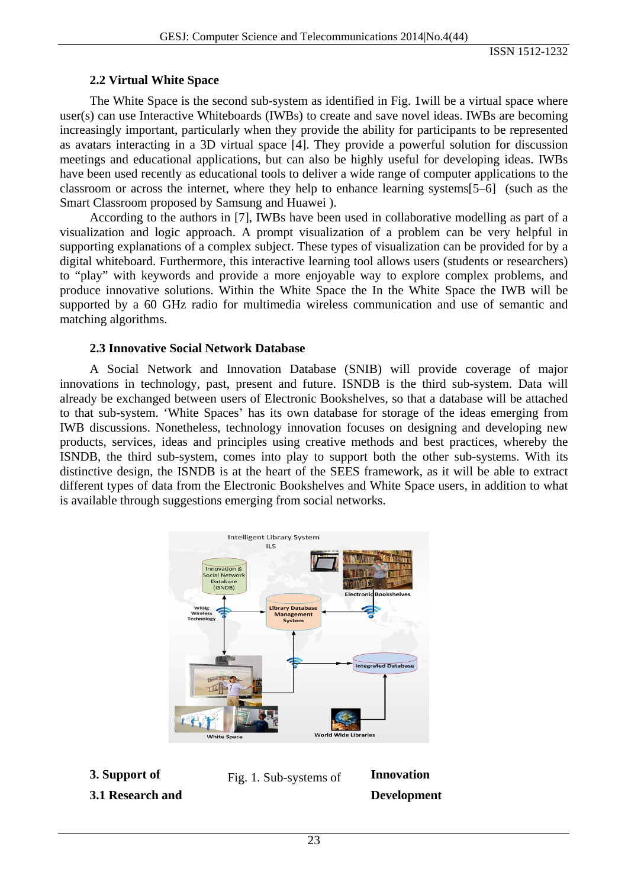### 2.2 Virtual White Space

The White Space is the second sub-system as identified in Fig. 1will be a virtual space where user(s) can use Interactive Whiteboards (IWBs) to create and save novel ideas. IWBs are becoming increasingly important, particularly when they provide the ability for participants to be represented as avatars interacting in a 3D virtual space [4]. They provide a powerful solution for discussion meetings and educational applications, but can also be highly useful for developing ideas. IWBs have been used recently as educational tools to deliver a wide range of computer applications to the classroom or across the internet, where they help to enhance learning systems[5–6] (such as the Smart Classroom proposed by Samsung and Huawei ).

According to the authors in [7], IWBs have been used in collaborative modelling as part of a visualization and logic approach. A prompt visualization of a problem can be very helpful in supporting explanations of a complex subject. These types of visualization can be provided for by a digital whiteboard. Furthermore, this interactive learning tool allows users (students or researchers) to "play" with keywords and provide a more enjoyable way to explore complex problems, and produce innovative solutions. Within the White Space the In the White Space the IWB will be supported by a 60 GHz radio for multimedia wireless communication and use of semantic and matching algorithms.

### 2.3 Innovative Social Network Database

A Social Network and Innovation Database (SNIB) will provide coverage of major innovations in technology, past, present and future. ISNDB is the third sub-system. Data will already be exchanged between users of Electronic Bookshelves, so that a database will be attached to that sub-system. 'White Spaces' has its own database for storage of the ideas emerging from IWB discussions. Nonetheless, technology innovation focuses on designing and developing new products, services, ideas and principles using creative methods and best practices, whereby the ISNDB, the third sub-system, comes into play to support both the other sub-systems. With its distinctive design, the ISNDB is at the heart of the SEES framework, as it will be able to extract different types of data from the Electronic Bookshelves and White Space users, in addition to what is available through suggestions emerging from social networks.

Intelligent Library System ILS

Innovation & Social Network Database (ISNDB)

Electronic Bookshelves

WiGig Wireless Technology

Library Database Management System

Integrated Database

White Space

World Wide Libraries

Fig. 1. Sub-systems of

## 3. Support of Innovation

### 3.1 Research and Development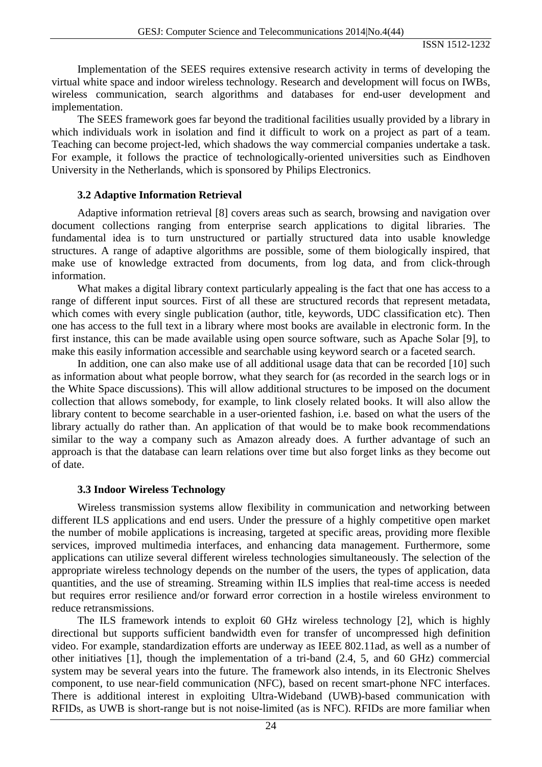Implementation of the SEES requires extensive research activity in terms of developing the virtual white space and indoor wireless technology. Research and development will focus on IWBs, wireless communication, search algorithms and databases for end-user development and implementation.

The SEES framework goes far beyond the traditional facilities usually provided by a library in which individuals work in isolation and find it difficult to work on a project as part of a team. Teaching can become project-led, which shadows the way commercial companies undertake a task. For example, it follows the practice of technologically-oriented universities such as Eindhoven University in the Netherlands, which is sponsored by Philips Electronics.

### 3.2 Adaptive Information Retrieval

Adaptive information retrieval [8] covers areas such as search, browsing and navigation over document collections ranging from enterprise search applications to digital libraries. The fundamental idea is to turn unstructured or partially structured data into usable knowledge structures. A range of adaptive algorithms are possible, some of them biologically inspired, that make use of knowledge extracted from documents, from log data, and from click-through information.

What makes a digital library context particularly appealing is the fact that one has access to a range of different input sources. First of all these are structured records that represent metadata, which comes with every single publication (author, title, keywords, UDC classification etc). Then one has access to the full text in a library where most books are available in electronic form. In the first instance, this can be made available using open source software, such as Apache Solar [9], to make this easily information accessible and searchable using keyword search or a faceted search.

In addition, one can also make use of all additional usage data that can be recorded [10] such as information about what people borrow, what they search for (as recorded in the search logs or in the White Space discussions). This will allow additional structures to be imposed on the document collection that allows somebody, for example, to link closely related books. It will also allow the library content to become searchable in a user-oriented fashion, i.e. based on what the users of the library actually do rather than. An application of that would be to make book recommendations similar to the way a company such as Amazon already does. A further advantage of such an approach is that the database can learn relations over time but also forget links as they become out of date.

### 3.3 Indoor Wireless Technology

Wireless transmission systems allow flexibility in communication and networking between different ILS applications and end users. Under the pressure of a highly competitive open market the number of mobile applications is increasing, targeted at specific areas, providing more flexible services, improved multimedia interfaces, and enhancing data management. Furthermore, some applications can utilize several different wireless technologies simultaneously. The selection of the appropriate wireless technology depends on the number of the users, the types of application, data quantities, and the use of streaming. Streaming within ILS implies that real-time access is needed but requires error resilience and/or forward error correction in a hostile wireless environment to reduce retransmissions.

The ILS framework intends to exploit 60 GHz wireless technology [2], which is highly directional but supports sufficient bandwidth even for transfer of uncompressed high definition video. For example, standardization efforts are underway as IEEE 802.11ad, as well as a number of other initiatives [1], though the implementation of a tri-band (2.4, 5, and 60 GHz) commercial system may be several years into the future. The framework also intends, in its Electronic Shelves component, to use near-field communication (NFC), based on recent smart-phone NFC interfaces. There is additional interest in exploiting Ultra-Wideband (UWB)-based communication with RFIDs, as UWB is short-range but is not noise-limited (as is NFC). RFIDs are more familiar when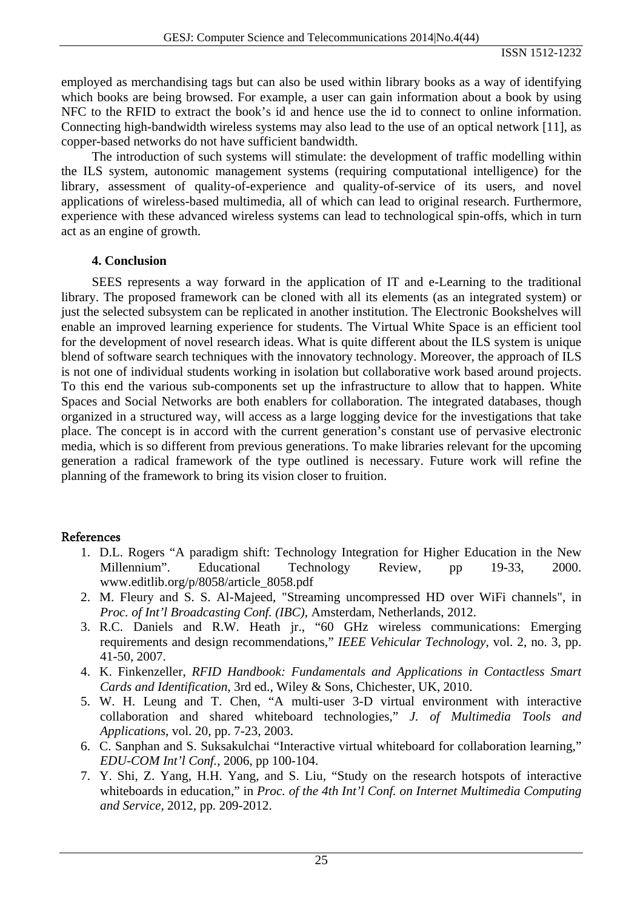employed as merchandising tags but can also be used within library books as a way of identifying which books are being browsed. For example, a user can gain information about a book by using NFC to the RFID to extract the book's id and hence use the id to connect to online information. Connecting high-bandwidth wireless systems may also lead to the use of an optical network [11], as copper-based networks do not have sufficient bandwidth.

The introduction of such systems will stimulate: the development of traffic modelling within the ILS system, autonomic management systems (requiring computational intelligence) for the library, assessment of quality-of-experience and quality-of-service of its users, and novel applications of wireless-based multimedia, all of which can lead to original research. Furthermore, experience with these advanced wireless systems can lead to technological spin-offs, which in turn act as an engine of growth.

## 4. Conclusion

SEES represents a way forward in the application of IT and e-Learning to the traditional library. The proposed framework can be cloned with all its elements (as an integrated system) or just the selected subsystem can be replicated in another institution. The Electronic Bookshelves will enable an improved learning experience for students. The Virtual White Space is an efficient tool for the development of novel research ideas. What is quite different about the ILS system is unique blend of software search techniques with the innovatory technology. Moreover, the approach of ILS is not one of individual students working in isolation but collaborative work based around projects. To this end the various sub-components set up the infrastructure to allow that to happen. White Spaces and Social Networks are both enablers for collaboration. The integrated databases, though organized in a structured way, will access as a large logging device for the investigations that take place. The concept is in accord with the current generation's constant use of pervasive electronic media, which is so different from previous generations. To make libraries relevant for the upcoming generation a radical framework of the type outlined is necessary. Future work will refine the planning of the framework to bring its vision closer to fruition.

## References

1. D.L. Rogers "A paradigm shift: Technology Integration for Higher Education in the New Millennium". Educational Technology Review, pp 19-33, 2000. www.editlib.org/p/8058/article_8058.pdf
2. M. Fleury and S. S. Al-Majeed, "Streaming uncompressed HD over WiFi channels", in *Proc. of Int'l Broadcasting Conf. (IBC)*, Amsterdam, Netherlands, 2012.
3. R.C. Daniels and R.W. Heath jr., "60 GHz wireless communications: Emerging requirements and design recommendations," *IEEE Vehicular Technology*, vol. 2, no. 3, pp. 41-50, 2007.
4. K. Finkenzeller, *RFID Handbook: Fundamentals and Applications in Contactless Smart Cards and Identification*, 3rd ed., Wiley & Sons, Chichester, UK, 2010.
5. W. H. Leung and T. Chen, "A multi-user 3-D virtual environment with interactive collaboration and shared whiteboard technologies," *J. of Multimedia Tools and Applications*, vol. 20, pp. 7-23, 2003.
6. C. Sanphan and S. Suksakulchai "Interactive virtual whiteboard for collaboration learning," *EDU-COM Int'l Conf.*, 2006, pp 100-104.
7. Y. Shi, Z. Yang, H.H. Yang, and S. Liu, "Study on the research hotspots of interactive whiteboards in education," in *Proc. of the 4th Int'l Conf. on Internet Multimedia Computing and Service*, 2012, pp. 209-2012.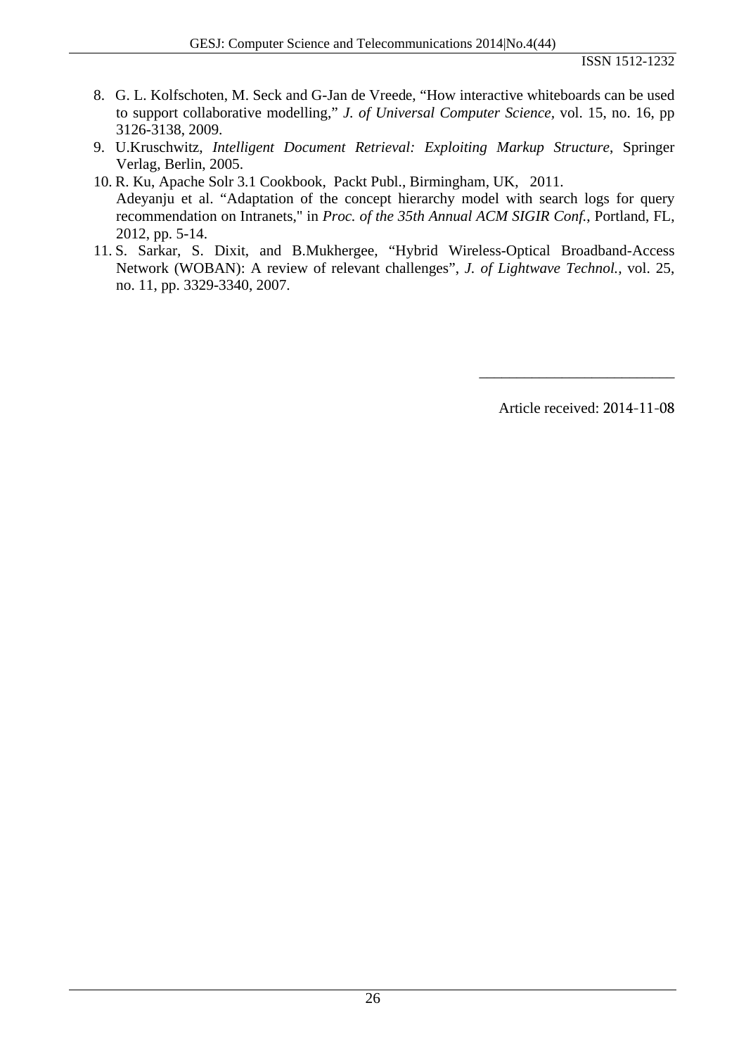8. G. L. Kolfschoten, M. Seck and G-Jan de Vreede, “How interactive whiteboards can be used to support collaborative modelling,” *J. of Universal Computer Science*, vol. 15, no. 16, pp 3126-3138, 2009.
9. U.Kruschwitz, *Intelligent Document Retrieval: Exploiting Markup Structure*, Springer Verlag, Berlin, 2005.
10. R. Ku, Apache Solr 3.1 Cookbook, Packt Publ., Birmingham, UK, 2011.
    Adeyanju et al. “Adaptation of the concept hierarchy model with search logs for query recommendation on Intranets," in *Proc. of the 35th Annual ACM SIGIR Conf.*, Portland, FL, 2012, pp. 5-14.
11. S. Sarkar, S. Dixit, and B.Mukhergee, “Hybrid Wireless-Optical Broadband-Access Network (WOBAN): A review of relevant challenges”, *J. of Lightwave Technol.*, vol. 25, no. 11, pp. 3329-3340, 2007.

---

Article received: 2014-11-08